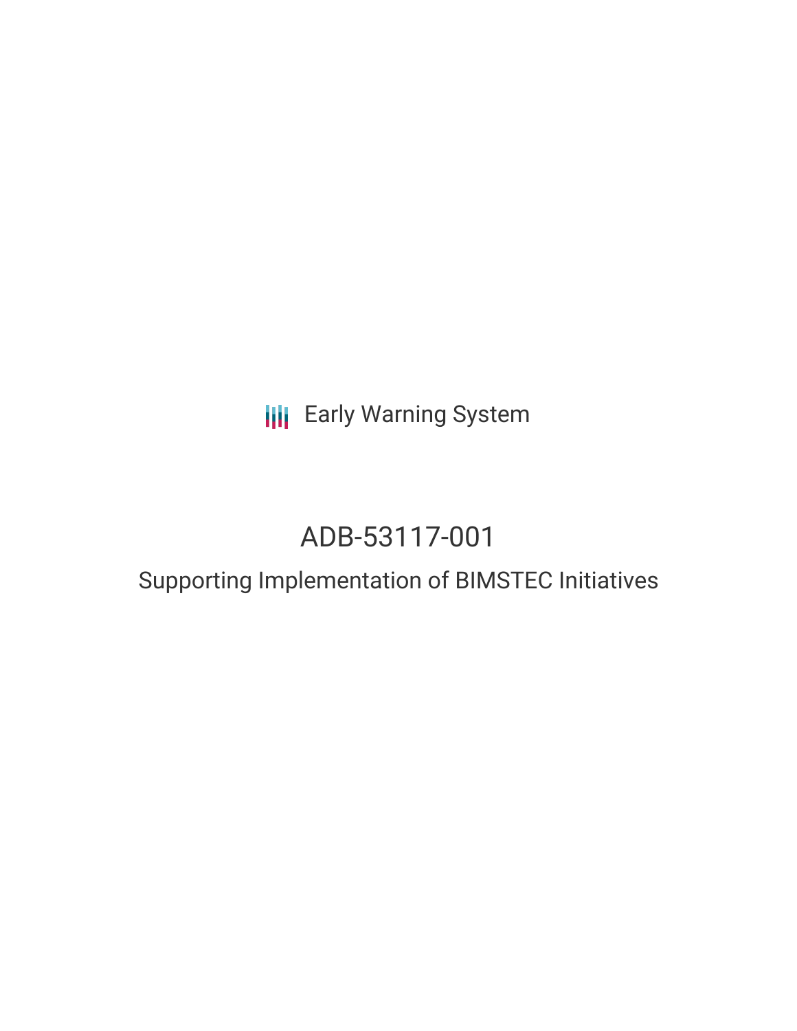Early Warning System

# ADB-53117-001

## Supporting Implementation of BIMSTEC Initiatives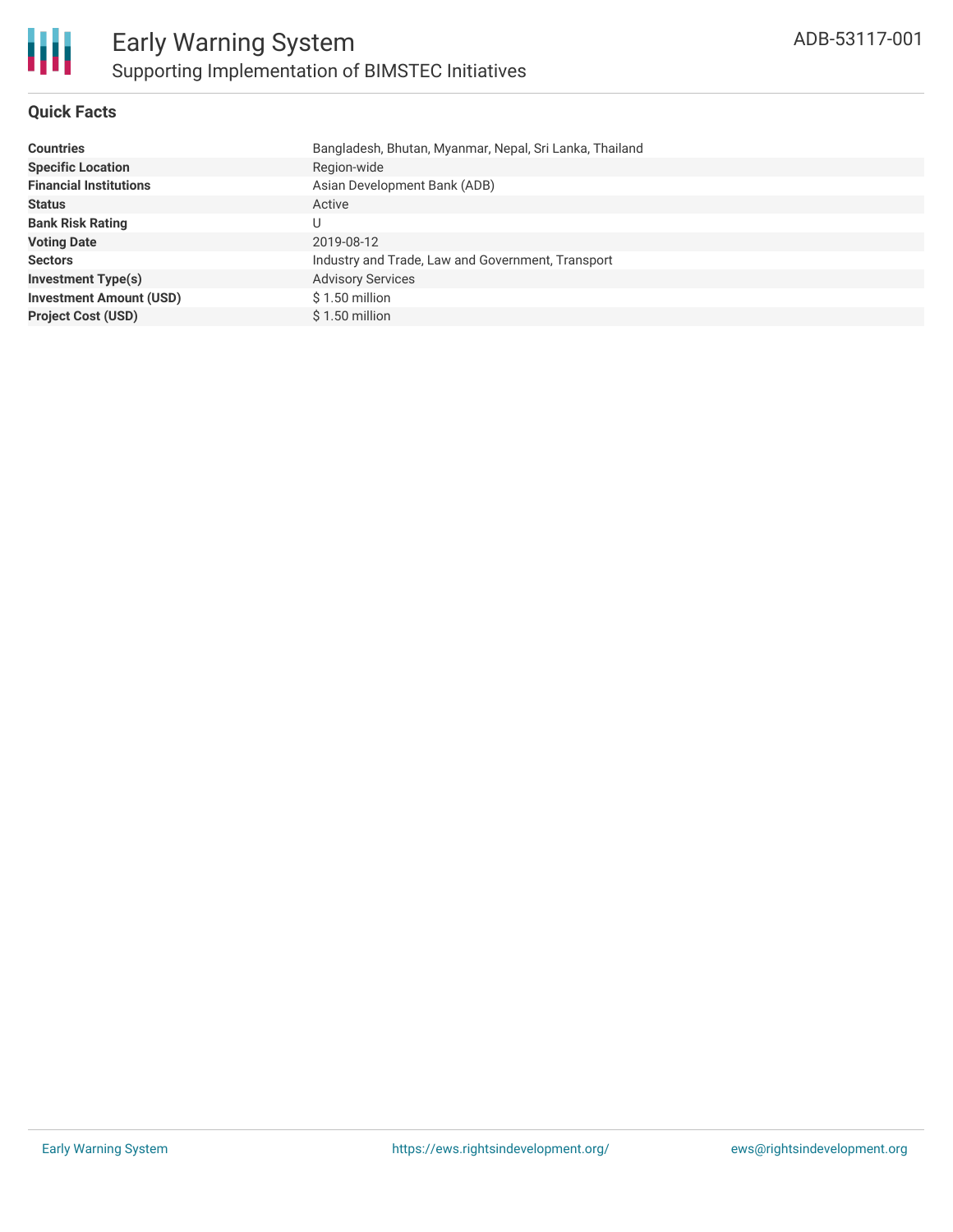# Early Warning System

## Supporting Implementation of BIMSTEC Initiatives

ADB-53117-001

### Quick Facts

| | |
|---|---|
| **Countries** | Bangladesh, Bhutan, Myanmar, Nepal, Sri Lanka, Thailand |
| **Specific Location** | Region-wide |
| **Financial Institutions** | Asian Development Bank (ADB) |
| **Status** | Active |
| **Bank Risk Rating** | U |
| **Voting Date** | 2019-08-12 |
| **Sectors** | Industry and Trade, Law and Government, Transport |
| **Investment Type(s)** | Advisory Services |
| **Investment Amount (USD)** | $ 1.50 million |
| **Project Cost (USD)** | $ 1.50 million |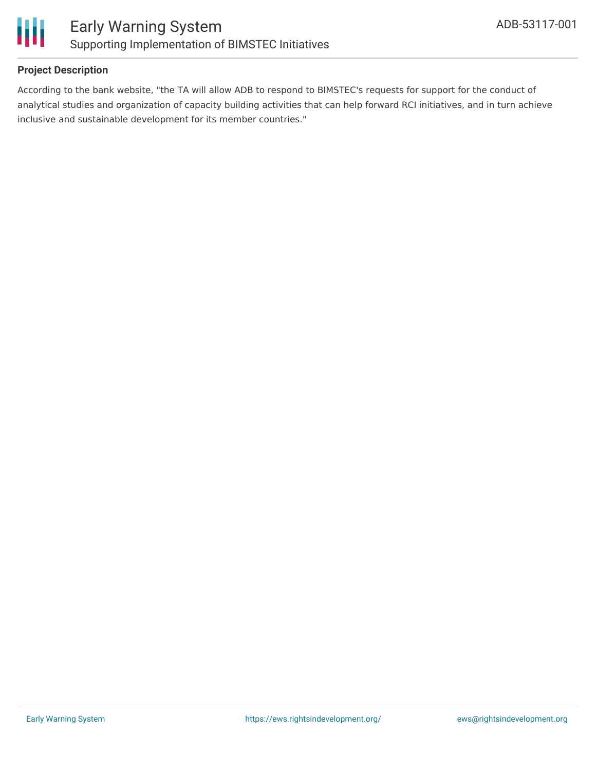### Project Description

According to the bank website, "the TA will allow ADB to respond to BIMSTEC's requests for support for the conduct of analytical studies and organization of capacity building activities that can help forward RCI initiatives, and in turn achieve inclusive and sustainable development for its member countries."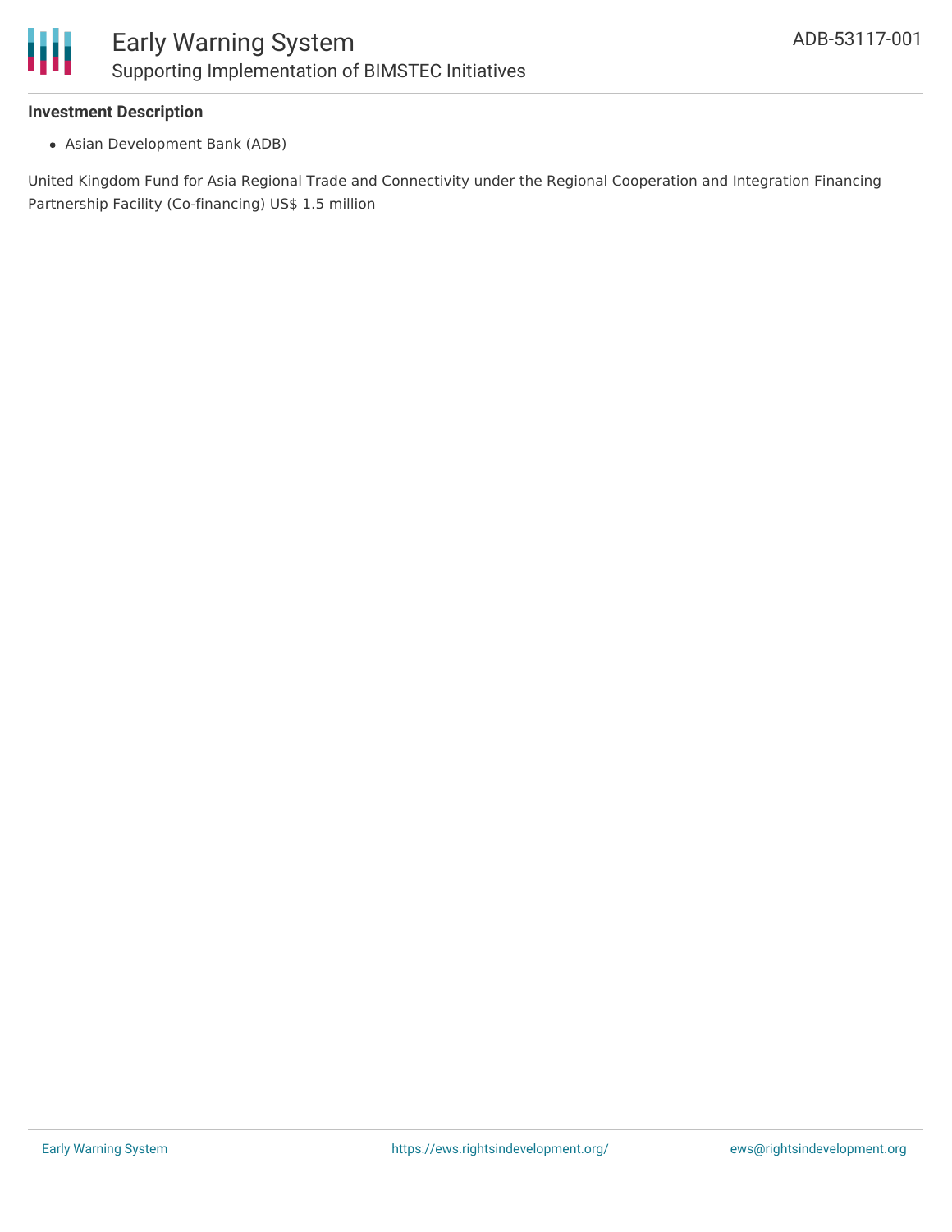**Investment Description**

- Asian Development Bank (ADB)

United Kingdom Fund for Asia Regional Trade and Connectivity under the Regional Cooperation and Integration Financing Partnership Facility (Co-financing) US$ 1.5 million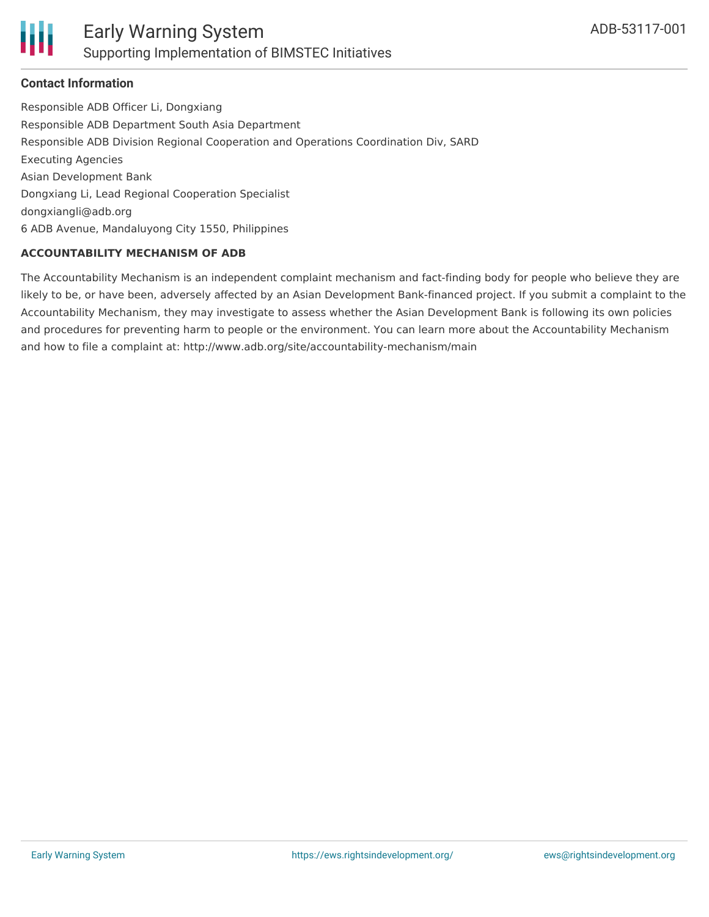**Contact Information**

Responsible ADB Officer Li, Dongxiang
Responsible ADB Department South Asia Department
Responsible ADB Division Regional Cooperation and Operations Coordination Div, SARD
Executing Agencies
Asian Development Bank
Dongxiang Li, Lead Regional Cooperation Specialist
dongxiangli@adb.org
6 ADB Avenue, Mandaluyong City 1550, Philippines

**ACCOUNTABILITY MECHANISM OF ADB**

The Accountability Mechanism is an independent complaint mechanism and fact-finding body for people who believe they are likely to be, or have been, adversely affected by an Asian Development Bank-financed project. If you submit a complaint to the Accountability Mechanism, they may investigate to assess whether the Asian Development Bank is following its own policies and procedures for preventing harm to people or the environment. You can learn more about the Accountability Mechanism and how to file a complaint at: http://www.adb.org/site/accountability-mechanism/main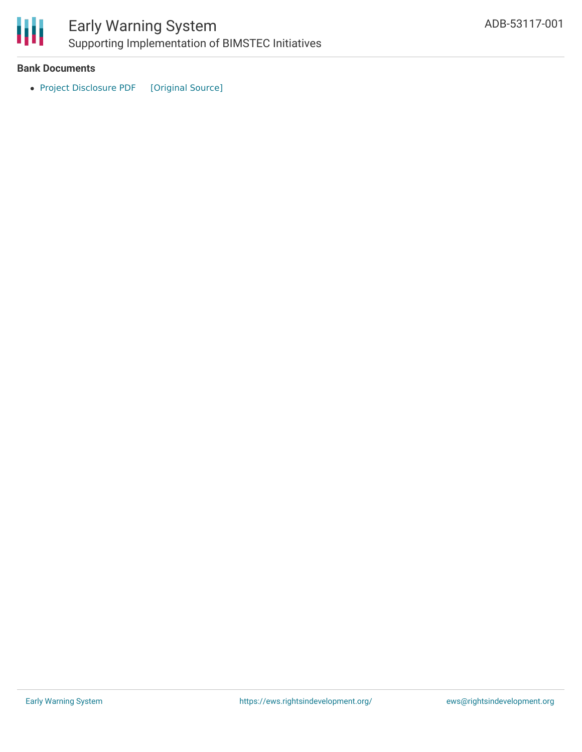**Bank Documents**

- Project Disclosure PDF [Original Source]